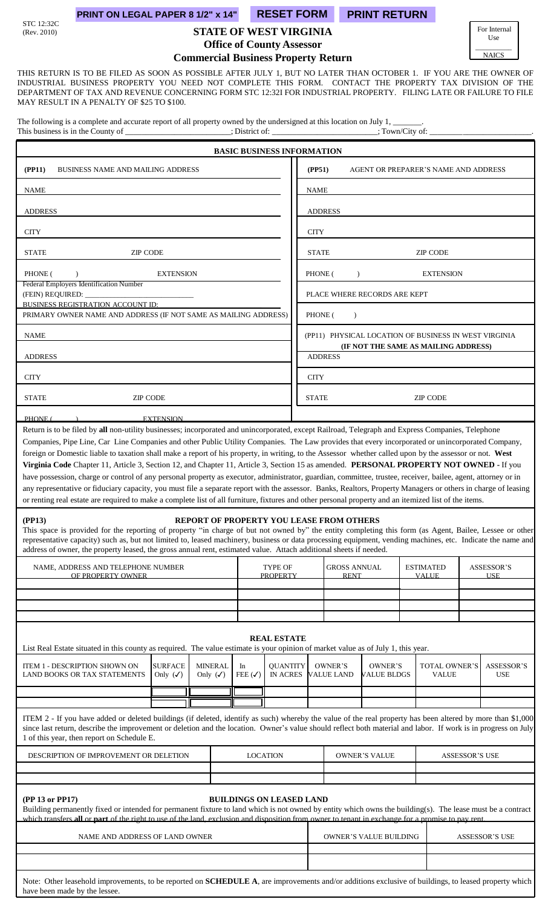STC 12:32C
(Rev. 2010)

PRINT ON LEGAL PAPER 8 1/2" x 14" RESET FORM PRINT RETURN

# STATE OF WEST VIRGINIA
## Office of County Assessor
## Commercial Business Property Return

For Internal Use
NAICS

THIS RETURN IS TO BE FILED AS SOON AS POSSIBLE AFTER JULY 1, BUT NO LATER THAN OCTOBER 1. IF YOU ARE THE OWNER OF INDUSTRIAL BUSINESS PROPERTY YOU NEED NOT COMPLETE THIS FORM. CONTACT THE PROPERTY TAX DIVISION OF THE DEPARTMENT OF TAX AND REVENUE CONCERNING FORM STC 12:32I FOR INDUSTRIAL PROPERTY. FILING LATE OR FAILURE TO FILE MAY RESULT IN A PENALTY OF $25 TO $100.

The following is a complete and accurate report of all property owned by the undersigned at this location on July 1, _______.
This business is in the County of _________________________; District of: _________________________; Town/City of: _________________.

### BASIC BUSINESS INFORMATION

| (PP11) BUSINESS NAME AND MAILING ADDRESS | (PP51) AGENT OR PREPARER'S NAME AND ADDRESS |
|---|---|
| NAME | NAME |
| ADDRESS | ADDRESS |
| CITY | CITY |
| STATE ZIP CODE | STATE ZIP CODE |
| PHONE ( ) EXTENSION | PHONE ( ) EXTENSION |
| Federal Employers Identification Number (FEIN) REQUIRED: ___________________ | PLACE WHERE RECORDS ARE KEPT |
| BUSINESS REGISTRATION ACCOUNT ID: | |
| PRIMARY OWNER NAME AND ADDRESS (IF NOT SAME AS MAILING ADDRESS) | PHONE ( ) |
| NAME | (PP11) PHYSICAL LOCATION OF BUSINESS IN WEST VIRGINIA (IF NOT THE SAME AS MAILING ADDRESS) |
| ADDRESS | ADDRESS |
| CITY | CITY |
| STATE ZIP CODE | STATE ZIP CODE |
| PHONE ( ) EXTENSION | |

Return is to be filed by **all** non-utility businesses; incorporated and unincorporated, except Railroad, Telegraph and Express Companies, Telephone Companies, Pipe Line, Car Line Companies and other Public Utility Companies. The Law provides that every incorporated or unincorporated Company, foreign or Domestic liable to taxation shall make a report of his property, in writing, to the Assessor whether called upon by the assessor or not. **West Virginia Code** Chapter 11, Article 3, Section 12, and Chapter 11, Article 3, Section 15 as amended. **PERSONAL PROPERTY NOT OWNED** - If you have possession, charge or control of any personal property as executor, administrator, guardian, committee, trustee, receiver, bailee, agent, attorney or in any representative or fiduciary capacity, you must file a separate report with the assessor. Banks, Realtors, Property Managers or others in charge of leasing or renting real estate are required to make a complete list of all furniture, fixtures and other personal property and an itemized list of the items.

### (PP13) REPORT OF PROPERTY YOU LEASE FROM OTHERS

This space is provided for the reporting of property "in charge of but not owned by" the entity completing this form (as Agent, Bailee, Lessee or other representative capacity) such as, but not limited to, leased machinery, business or data processing equipment, vending machines, etc. Indicate the name and address of owner, the property leased, the gross annual rent, estimated value. Attach additional sheets if needed.

| NAME, ADDRESS AND TELEPHONE NUMBER OF PROPERTY OWNER | TYPE OF PROPERTY | GROSS ANNUAL RENT | ESTIMATED VALUE | ASSESSOR'S USE |
|---|---|---|---|---|
| | | | | |
| | | | | |
| | | | | |
| | | | | |

### REAL ESTATE

List Real Estate situated in this county as required. The value estimate is your opinion of market value as of July 1, this year.

| ITEM 1 - DESCRIPTION SHOWN ON LAND BOOKS OR TAX STATEMENTS | SURFACE Only (✓) | MINERAL Only (✓) | In FEE (✓) | QUANTITY IN ACRES | OWNER'S VALUE LAND | OWNER'S VALUE BLDGS | TOTAL OWNER'S VALUE | ASSESSOR'S USE |
|---|---|---|---|---|---|---|---|---|
| | | | | | | | | |
| | | | | | | | | |

ITEM 2 - If you have added or deleted buildings (if deleted, identify as such) whereby the value of the real property has been altered by more than $1,000 since last return, describe the improvement or deletion and the location. Owner's value should reflect both material and labor. If work is in progress on July 1 of this year, then report on Schedule E.

| DESCRIPTION OF IMPROVEMENT OR DELETION | LOCATION | OWNER'S VALUE | ASSESSOR'S USE |
|---|---|---|---|
| | | | |
| | | | |

### (PP 13 or PP17) BUILDINGS ON LEASED LAND

Building permanently fixed or intended for permanent fixture to land which is not owned by entity which owns the building(s). The lease must be a contract which transfers **all** or **part** of the right to use of the land, exclusion and disposition from owner to tenant in exchange for a promise to pay rent.

| NAME AND ADDRESS OF LAND OWNER | OWNER'S VALUE BUILDING | ASSESSOR'S USE |
|---|---|---|
| | | |
| | | |

Note: Other leasehold improvements, to be reported on **SCHEDULE A**, are improvements and/or additions exclusive of buildings, to leased property which have been made by the lessee.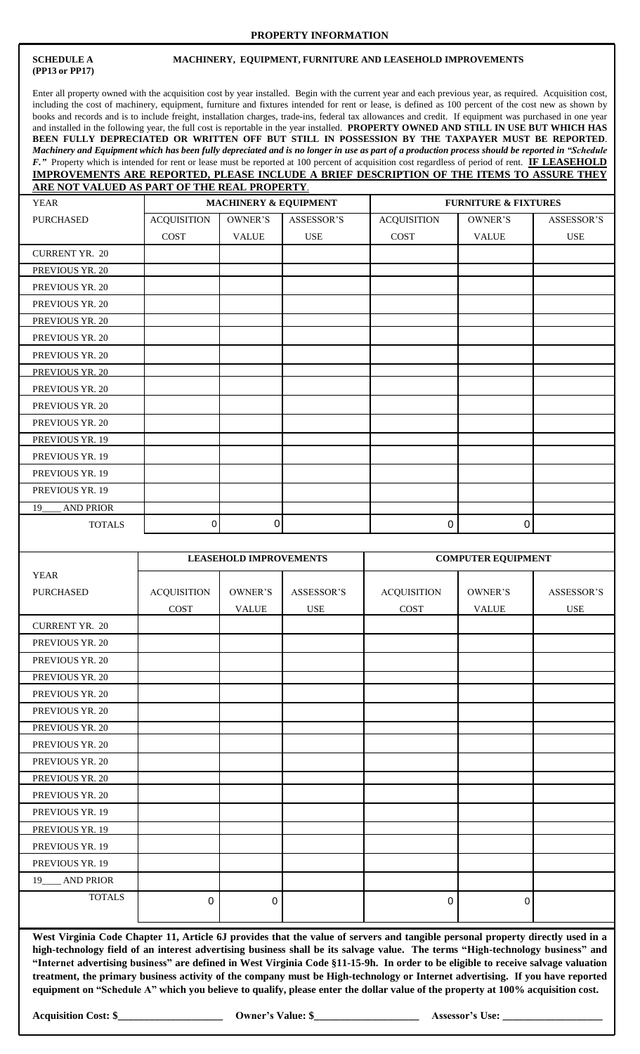## PROPERTY INFORMATION

**SCHEDULE A (PP13 or PP17)** **MACHINERY, EQUIPMENT, FURNITURE AND LEASEHOLD IMPROVEMENTS**

Enter all property owned with the acquisition cost by year installed. Begin with the current year and each previous year, as required. Acquisition cost, including the cost of machinery, equipment, furniture and fixtures intended for rent or lease, is defined as 100 percent of the cost new as shown by books and records and is to include freight, installation charges, trade-ins, federal tax allowances and credit. If equipment was purchased in one year and installed in the following year, the full cost is reportable in the year installed. **PROPERTY OWNED AND STILL IN USE BUT WHICH HAS BEEN FULLY DEPRECIATED OR WRITTEN OFF BUT STILL IN POSSESSION BY THE TAXPAYER MUST BE REPORTED**. ***Machinery and Equipment which has been fully depreciated and is no longer in use as part of a production process should be reported in "Schedule F."*** Property which is intended for rent or lease must be reported at 100 percent of acquisition cost regardless of period of rent. **IF LEASEHOLD IMPROVEMENTS ARE REPORTED, PLEASE INCLUDE A BRIEF DESCRIPTION OF THE ITEMS TO ASSURE THEY ARE NOT VALUED AS PART OF THE REAL PROPERTY**.

| YEAR | MACHINERY & EQUIPMENT | | | FURNITURE & FIXTURES | | |
|---|---|---|---|---|---|---|
| PURCHASED | ACQUISITION COST | OWNER'S VALUE | ASSESSOR'S USE | ACQUISITION COST | OWNER'S VALUE | ASSESSOR'S USE |
| CURRENT YR. 20 | | | | | | |
| PREVIOUS YR. 20 | | | | | | |
| PREVIOUS YR. 20 | | | | | | |
| PREVIOUS YR. 20 | | | | | | |
| PREVIOUS YR. 20 | | | | | | |
| PREVIOUS YR. 20 | | | | | | |
| PREVIOUS YR. 20 | | | | | | |
| PREVIOUS YR. 20 | | | | | | |
| PREVIOUS YR. 20 | | | | | | |
| PREVIOUS YR. 20 | | | | | | |
| PREVIOUS YR. 20 | | | | | | |
| PREVIOUS YR. 19 | | | | | | |
| PREVIOUS YR. 19 | | | | | | |
| PREVIOUS YR. 19 | | | | | | |
| PREVIOUS YR. 19 | | | | | | |
| 19\_\_\_\_ AND PRIOR | | | | | | |
| TOTALS | 0 | 0 | | 0 | 0 | |

| YEAR | LEASEHOLD IMPROVEMENTS | | | COMPUTER EQUIPMENT | | |
|---|---|---|---|---|---|---|
| PURCHASED | ACQUISITION COST | OWNER'S VALUE | ASSESSOR'S USE | ACQUISITION COST | OWNER'S VALUE | ASSESSOR'S USE |
| CURRENT YR. 20 | | | | | | |
| PREVIOUS YR. 20 | | | | | | |
| PREVIOUS YR. 20 | | | | | | |
| PREVIOUS YR. 20 | | | | | | |
| PREVIOUS YR. 20 | | | | | | |
| PREVIOUS YR. 20 | | | | | | |
| PREVIOUS YR. 20 | | | | | | |
| PREVIOUS YR. 20 | | | | | | |
| PREVIOUS YR. 20 | | | | | | |
| PREVIOUS YR. 20 | | | | | | |
| PREVIOUS YR. 20 | | | | | | |
| PREVIOUS YR. 19 | | | | | | |
| PREVIOUS YR. 19 | | | | | | |
| PREVIOUS YR. 19 | | | | | | |
| PREVIOUS YR. 19 | | | | | | |
| 19\_\_\_\_ AND PRIOR | | | | | | |
| TOTALS | 0 | 0 | | 0 | 0 | |

**West Virginia Code Chapter 11, Article 6J provides that the value of servers and tangible personal property directly used in a high-technology field of an interest advertising business shall be its salvage value. The terms "High-technology business" and "Internet advertising business" are defined in West Virginia Code §11-15-9h. In order to be eligible to receive salvage valuation treatment, the primary business activity of the company must be High-technology or Internet advertising. If you have reported equipment on "Schedule A" which you believe to qualify, please enter the dollar value of the property at 100% acquisition cost.**

**Acquisition Cost: $\_\_\_\_\_\_\_\_\_\_\_\_\_\_\_\_\_\_\_\_** **Owner's Value: $\_\_\_\_\_\_\_\_\_\_\_\_\_\_\_\_\_\_\_\_** **Assessor's Use: \_\_\_\_\_\_\_\_\_\_\_\_\_\_\_\_\_\_\_\_**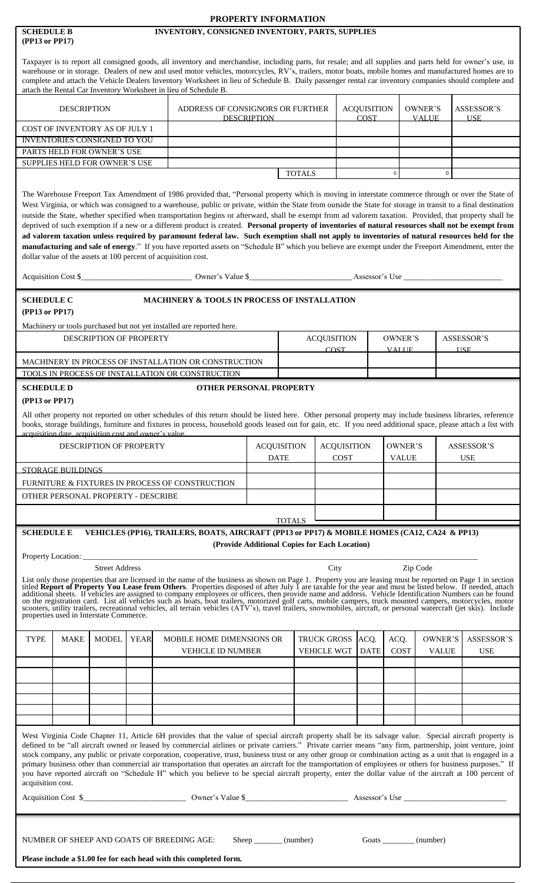# PROPERTY INFORMATION

## SCHEDULE B (PP13 or PP17) — INVENTORY, CONSIGNED INVENTORY, PARTS, SUPPLIES

Taxpayer is to report all consigned goods, all inventory and merchandise, including parts, for resale; and all supplies and parts held for owner's use, in warehouse or in storage. Dealers of new and used motor vehicles, motorcycles, RV's, trailers, motor boats, mobile homes and manufactured homes are to complete and attach the Vehicle Dealers Inventory Worksheet in lieu of Schedule B. Daily passenger rental car inventory companies should complete and attach the Rental Car Inventory Worksheet in lieu of Schedule B.

| DESCRIPTION | ADDRESS OF CONSIGNORS OR FURTHER DESCRIPTION | ACQUISITION COST | OWNER'S VALUE | ASSESSOR'S USE |
|---|---|---|---|---|
| COST OF INVENTORY AS OF JULY 1 | | | | |
| INVENTORIES CONSIGNED TO YOU | | | | |
| PARTS HELD FOR OWNER'S USE | | | | |
| SUPPLIES HELD FOR OWNER'S USE | | | | |
| | TOTALS | 0 | 0 | |

The Warehouse Freeport Tax Amendment of 1986 provided that, "Personal property which is moving in interstate commerce through or over the State of West Virginia, or which was consigned to a warehouse, public or private, within the State from outside the State for storage in transit to a final destination outside the State, whether specified when transportation begins or afterward, shall be exempt from ad valorem taxation. Provided, that property shall be deprived of such exemption if a new or a different product is created. **Personal property of inventories of natural resources shall not be exempt from ad valorem taxation unless required by paramount federal law. Such exemption shall not apply to inventories of natural resources held for the manufacturing and sale of energy**." If you have reported assets on "Schedule B" which you believe are exempt under the Freeport Amendment, enter the dollar value of the assets at 100 percent of acquisition cost.

Acquisition Cost $\_\_\_\_\_\_\_\_\_\_ Owner's Value $\_\_\_\_\_\_\_\_\_\_ Assessor's Use \_\_\_\_\_\_\_\_\_\_

## SCHEDULE C (PP13 or PP17) — MACHINERY & TOOLS IN PROCESS OF INSTALLATION

Machinery or tools purchased but not yet installed are reported here.

| DESCRIPTION OF PROPERTY | ACQUISITION COST | OWNER'S VALUE | ASSESSOR'S USE |
|---|---|---|---|
| MACHINERY IN PROCESS OF INSTALLATION OR CONSTRUCTION | | | |
| TOOLS IN PROCESS OF INSTALLATION OR CONSTRUCTION | | | |

## SCHEDULE D (PP13 or PP17) — OTHER PERSONAL PROPERTY

All other property not reported on other schedules of this return should be listed here. Other personal property may include business libraries, reference books, storage buildings, furniture and fixtures in process, household goods leased out for gain, etc. If you need additional space, please attach a list with acquisition date, acquisition cost and owner's value.

| DESCRIPTION OF PROPERTY | ACQUISITION DATE | ACQUISITION COST | OWNER'S VALUE | ASSESSOR'S USE |
|---|---|---|---|---|
| STORAGE BUILDINGS | | | | |
| FURNITURE & FIXTURES IN PROCESS OF CONSTRUCTION | | | | |
| OTHER PERSONAL PROPERTY - DESCRIBE | | | | |
| | TOTALS | | | |

## SCHEDULE E — VEHICLES (PP16), TRAILERS, BOATS, AIRCRAFT (PP13 or PP17) & MOBILE HOMES (CA12, CA24 & PP13)

**(Provide Additional Copies for Each Location)**

Property Location: \_\_\_\_\_\_\_\_\_\_
Street Address — City — Zip Code

List only those properties that are licensed in the name of the business as shown on Page 1. Property you are leasing must be reported on Page 1 in section titled **Report of Property You Lease from Others**. Properties disposed of after July 1 are taxable for the year and must be listed below. If needed, attach additional sheets. If vehicles are assigned to company employees or officers, then provide name and address. Vehicle Identification Numbers can be found on the registration card. List all vehicles such as boats, boat trailers, motorized golf carts, mobile campers, truck mounted campers, motorcycles, motor scooters, utility trailers, recreational vehicles, all terrain vehicles (ATV's), travel trailers, snowmobiles, aircraft, or personal watercraft (jet skis). Include properties used in Interstate Commerce.

| TYPE | MAKE | MODEL | YEAR | MOBILE HOME DIMENSIONS OR VEHICLE ID NUMBER | TRUCK GROSS VEHICLE WGT | ACQ. DATE | ACQ. COST | OWNER'S VALUE | ASSESSOR'S USE |
|---|---|---|---|---|---|---|---|---|---|
| | | | | | | | | | |
| | | | | | | | | | |
| | | | | | | | | | |
| | | | | | | | | | |
| | | | | | | | | | |
| | | | | | | | | | |

West Virginia Code Chapter 11, Article 6H provides that the value of special aircraft property shall be its salvage value. Special aircraft property is defined to be "all aircraft owned or leased by commercial airlines or private carriers." Private carrier means "any firm, partnership, joint venture, joint stock company, any public or private corporation, cooperative, trust, business trust or any other group or combination acting as a unit that is engaged in a primary business other than commercial air transportation that operates an aircraft for the transportation of employees or others for business purposes." If you have reported aircraft on "Schedule H" which you believe to be special aircraft property, enter the dollar value of the aircraft at 100 percent of acquisition cost.

Acquisition Cost $\_\_\_\_\_\_\_\_\_\_ Owner's Value $\_\_\_\_\_\_\_\_\_\_ Assessor's Use \_\_\_\_\_\_\_\_\_\_

NUMBER OF SHEEP AND GOATS OF BREEDING AGE: Sheep \_\_\_\_\_\_ (number) Goats \_\_\_\_\_\_ (number)

**Please include a $1.00 fee for each head with this completed form.**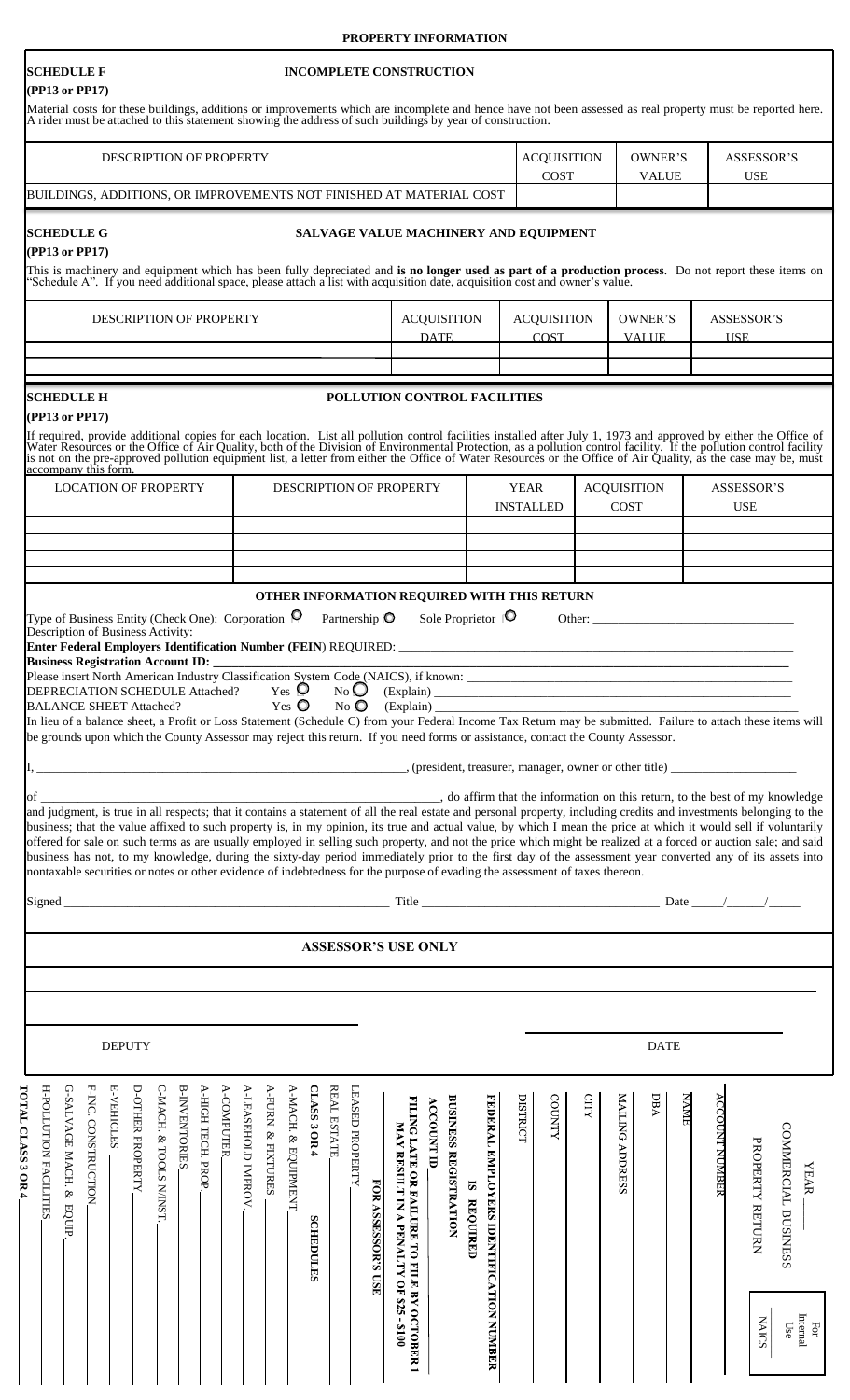## PROPERTY INFORMATION

**SCHEDULE F** **INCOMPLETE CONSTRUCTION**
**(PP13 or PP17)**

Material costs for these buildings, additions or improvements which are incomplete and hence have not been assessed as real property must be reported here. A rider must be attached to this statement showing the address of such buildings by year of construction.

| DESCRIPTION OF PROPERTY | ACQUISITION COST | OWNER'S VALUE | ASSESSOR'S USE |
|---|---|---|---|
| BUILDINGS, ADDITIONS, OR IMPROVEMENTS NOT FINISHED AT MATERIAL COST | | | |

**SCHEDULE G** **SALVAGE VALUE MACHINERY AND EQUIPMENT**
**(PP13 or PP17)**

This is machinery and equipment which has been fully depreciated and **is no longer used as part of a production process**. Do not report these items on "Schedule A". If you need additional space, please attach a list with acquisition date, acquisition cost and owner's value.

| DESCRIPTION OF PROPERTY | ACQUISITION DATE | ACQUISITION COST | OWNER'S VALUE | ASSESSOR'S USE |
|---|---|---|---|---|
| | | | | |
| | | | | |

**SCHEDULE H** **POLLUTION CONTROL FACILITIES**
**(PP13 or PP17)**

If required, provide additional copies for each location. List all pollution control facilities installed after July 1, 1973 and approved by either the Office of Water Resources or the Office of Air Quality, both of the Division of Environmental Protection, as a pollution control facility. If the pollution control facility is not on the pre-approved pollution equipment list, a letter from either the Office of Water Resources or the Office of Air Quality, as the case may be, must accompany this form.

| LOCATION OF PROPERTY | DESCRIPTION OF PROPERTY | YEAR INSTALLED | ACQUISITION COST | ASSESSOR'S USE |
|---|---|---|---|---|
| | | | | |
| | | | | |
| | | | | |
| | | | | |

### OTHER INFORMATION REQUIRED WITH THIS RETURN

Type of Business Entity (Check One): Corporation ○ Partnership ○ Sole Proprietor ○ Other: ______________________________

Description of Business Activity: ______________________________

**Enter Federal Employers Identification Number (FEIN) REQUIRED:** ______________________________

**Business Registration Account ID:** ______________________________

Please insert North American Industry Classification System Code (NAICS), if known: ______________________________

DEPRECIATION SCHEDULE Attached? Yes ○ No ○ (Explain) ______________________________

BALANCE SHEET Attached? Yes ○ No ○ (Explain) ______________________________

In lieu of a balance sheet, a Profit or Loss Statement (Schedule C) from your Federal Income Tax Return may be submitted. Failure to attach these items will be grounds upon which the County Assessor may reject this return. If you need forms or assistance, contact the County Assessor.

I, ______________________________, (president, treasurer, manager, owner or other title) ____________________

of ______________________________, do affirm that the information on this return, to the best of my knowledge and judgment, is true in all respects; that it contains a statement of all the real estate and personal property, including credits and investments belonging to the business; that the value affixed to such property is, in my opinion, its true and actual value, by which I mean the price at which it would sell if voluntarily offered for sale on such terms as are usually employed in selling such property, and not the price which might be realized at a forced or auction sale; and said business has not, to my knowledge, during the sixty-day period immediately prior to the first day of the assessment year converted any of its assets into nontaxable securities or notes or other evidence of indebtedness for the purpose of evading the assessment of taxes thereon.

Signed ______________________________ Title ______________________________ Date _____/_____/_____

### ASSESSOR'S USE ONLY

DEPUTY ______________________________ DATE ______________________________

---

YEAR ____

**COMMERCIAL BUSINESS PROPERTY RETURN**

For Internal Use
NAICS

ACCOUNT NUMBER
NAME
DBA
MAILING ADDRESS
CITY
COUNTY
DISTRICT

**FEDERAL EMPLOYERS IDENTIFICATION NUMBER IS REQUIRED**

**BUSINESS REGISTRATION ACCOUNT ID**

**FILING LATE OR FAILURE TO FILE BY OCTOBER 1 MAY RESULT IN A PENALTY OF $25 - $100**

**FOR ASSESSOR'S USE**

LEASED PROPERTY
REAL ESTATE

**CLASS 3 OR 4** **SCHEDULES**

A-MACH. & EQUIPMENT
A-FURN. & FIXTURES
A-LEASEHOLD IMPROV.
A-COMPUTER
A-HIGH TECH. PROP.
B-INVENTORIES
C-MACH. & TOOLS N/INST.
D-OTHER PROPERTY
E-VEHICLES
F-INC. CONSTRUCTION
G-SALVAGE MACH. & EQUIP.
H-POLLUTION FACILITIES
**TOTAL CLASS 3 OR 4**